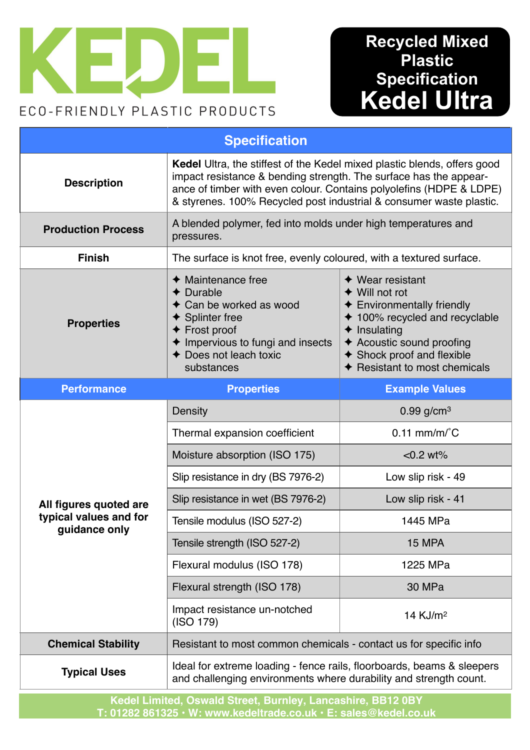# KEDEL

ECO-FRIENDLY PLASTIC PRODUCTS

## Recycled Mixed Plastic Specification

# Kedel Ultra

## Specification

| | |
|---|---|
| **Description** | **Kedel** Ultra, the stiffest of the Kedel mixed plastic blends, offers good impact resistance & bending strength. The surface has the appearance of timber with even colour. Contains polyolefins (HDPE & LDPE) & styrenes. 100% Recycled post industrial & consumer waste plastic. |
| **Production Process** | A blended polymer, fed into molds under high temperatures and pressures. |
| **Finish** | The surface is knot free, evenly coloured, with a textured surface. |
| **Properties** | ✦ Maintenance free<br>✦ Durable<br>✦ Can be worked as wood<br>✦ Splinter free<br>✦ Frost proof<br>✦ Impervious to fungi and insects<br>✦ Does not leach toxic substances<br>✦ Wear resistant<br>✦ Will not rot<br>✦ Environmentally friendly<br>✦ 100% recycled and recyclable<br>✦ Insulating<br>✦ Acoustic sound proofing<br>✦ Shock proof and flexible<br>✦ Resistant to most chemicals |

| Performance | Properties | Example Values |
|---|---|---|
| **All figures quoted are typical values and for guidance only** | Density | 0.99 g/cm$^3$ |
| | Thermal expansion coefficient | 0.11 mm/m/˚C |
| | Moisture absorption (ISO 175) | <0.2 wt% |
| | Slip resistance in dry (BS 7976-2) | Low slip risk - 49 |
| | Slip resistance in wet (BS 7976-2) | Low slip risk - 41 |
| | Tensile modulus (ISO 527-2) | 1445 MPa |
| | Tensile strength (ISO 527-2) | 15 MPA |
| | Flexural modulus (ISO 178) | 1225 MPa |
| | Flexural strength (ISO 178) | 30 MPa |
| | Impact resistance un-notched (ISO 179) | 14 KJ/m$^2$ |

| | |
|---|---|
| **Chemical Stability** | Resistant to most common chemicals - contact us for specific info |
| **Typical Uses** | Ideal for extreme loading - fence rails, floorboards, beams & sleepers and challenging environments where durability and strength count. |

**Kedel Limited, Oswald Street, Burnley, Lancashire, BB12 0BY**
**T: 01282 861325 • W: www.kedeltrade.co.uk • E: sales@kedel.co.uk**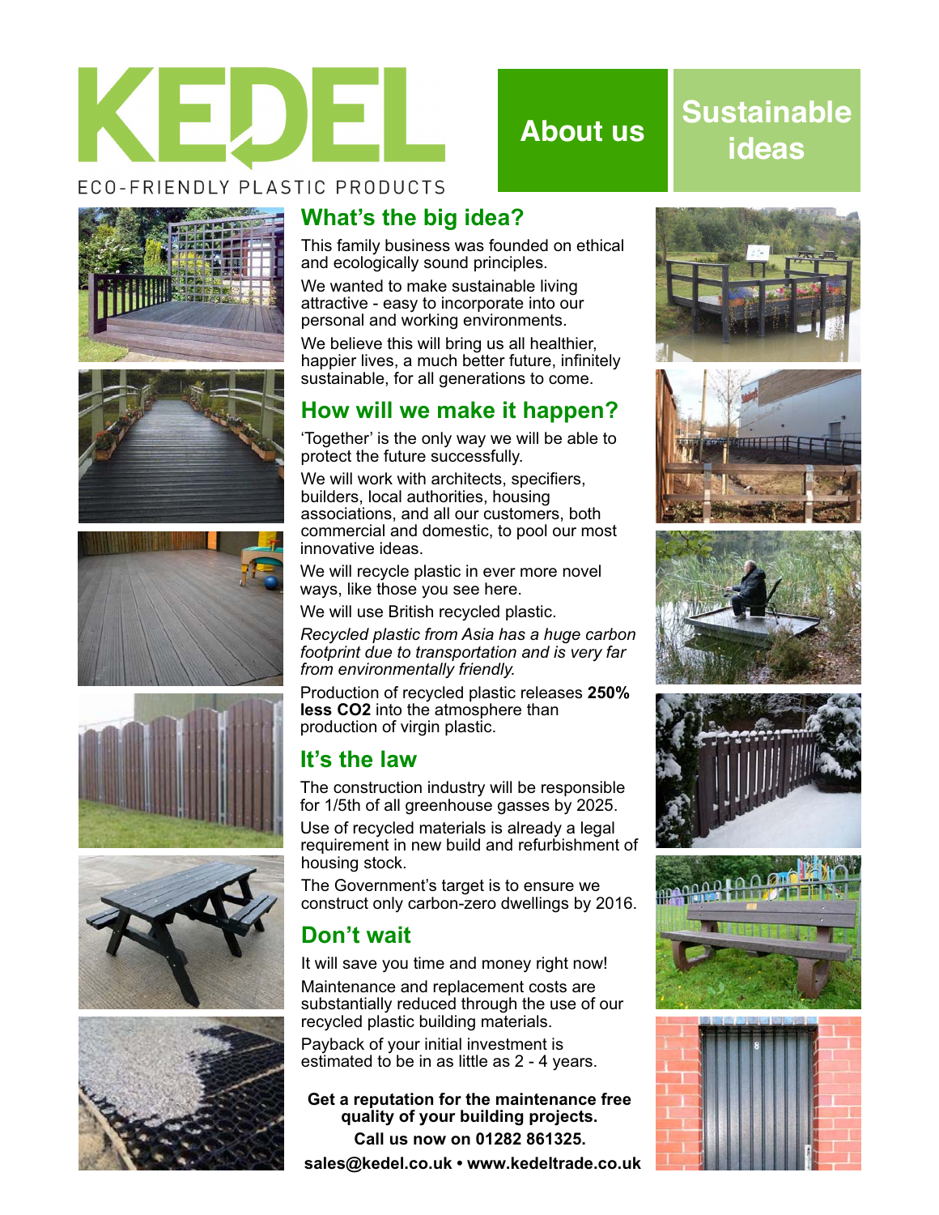# KEDEL

ECO-FRIENDLY PLASTIC PRODUCTS

**About us**

**Sustainable ideas**

## What's the big idea?

This family business was founded on ethical and ecologically sound principles.

We wanted to make sustainable living attractive - easy to incorporate into our personal and working environments.

We believe this will bring us all healthier, happier lives, a much better future, infinitely sustainable, for all generations to come.

## How will we make it happen?

'Together' is the only way we will be able to protect the future successfully.

We will work with architects, specifiers, builders, local authorities, housing associations, and all our customers, both commercial and domestic, to pool our most innovative ideas.

We will recycle plastic in ever more novel ways, like those you see here.

We will use British recycled plastic.

*Recycled plastic from Asia has a huge carbon footprint due to transportation and is very far from environmentally friendly.*

Production of recycled plastic releases **250% less $CO_2$** into the atmosphere than production of virgin plastic.

## It's the law

The construction industry will be responsible for 1/5th of all greenhouse gasses by 2025.

Use of recycled materials is already a legal requirement in new build and refurbishment of housing stock.

The Government's target is to ensure we construct only carbon-zero dwellings by 2016.

## Don't wait

It will save you time and money right now!

Maintenance and replacement costs are substantially reduced through the use of our recycled plastic building materials.

Payback of your initial investment is estimated to be in as little as 2 - 4 years.

**Get a reputation for the maintenance free quality of your building projects.**

**Call us now on 01282 861325.**

**sales@kedel.co.uk • www.kedeltrade.co.uk**